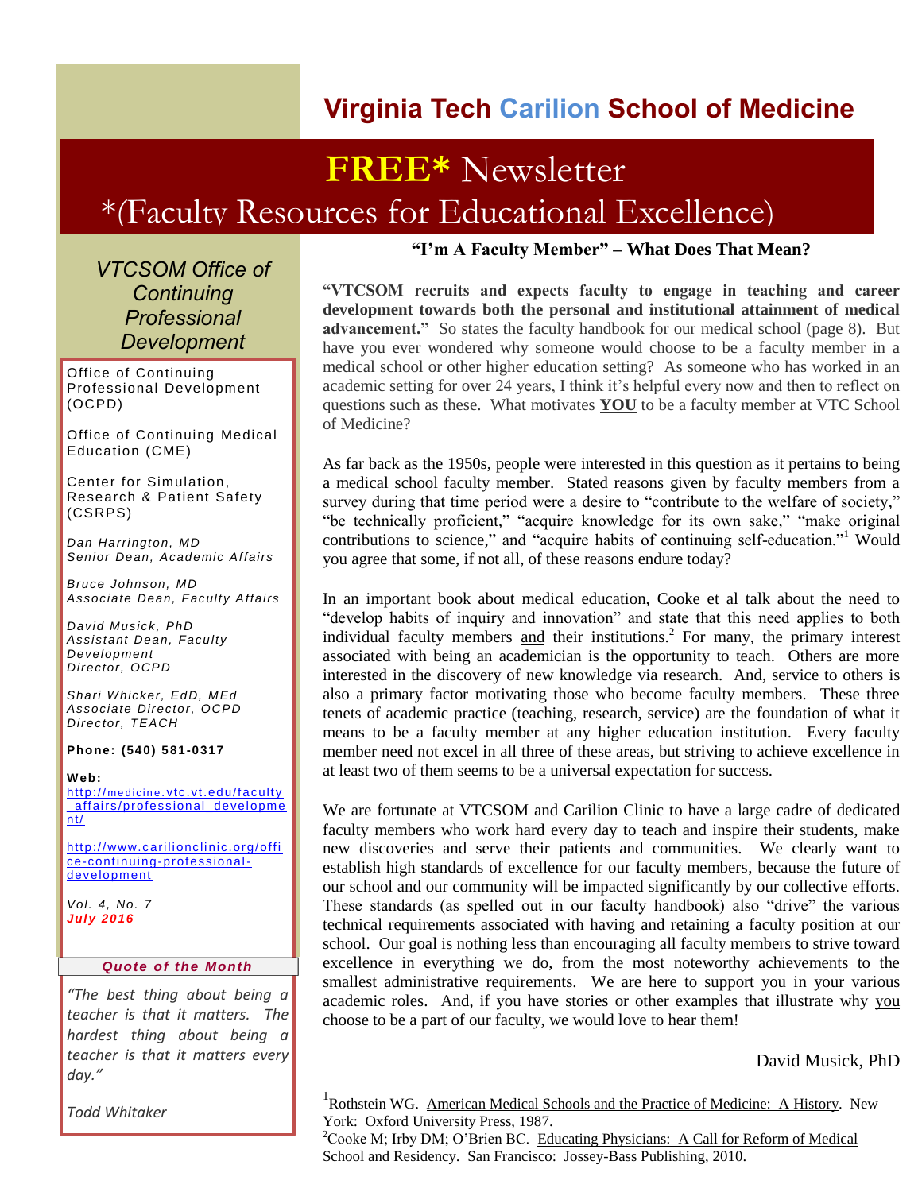# Virginia Tech Carilion School of Medicine

# FREE* Newsletter

## *(Faculty Resources for Educational Excellence)

### *VTCSOM Office of Continuing Professional Development*

Office of Continuing Professional Development (OCPD)

Office of Continuing Medical Education (CME)

Center for Simulation, Research & Patient Safety (CSRPS)

*Dan Harrington, MD*
*Senior Dean, Academic Affairs*

*Bruce Johnson, MD*
*Associate Dean, Faculty Affairs*

*David Musick, PhD*
*Assistant Dean, Faculty Development*
*Director, OCPD*

*Shari Whicker, EdD, MEd*
*Associate Director, OCPD*
*Director, TEACH*

**Phone: (540) 581-0317**

**Web:**
http://medicine.vtc.vt.edu/faculty_affairs/professional_development/

http://www.carilionclinic.org/office-continuing-professional-development

*Vol. 4, No. 7*
***July 2016***

***Quote of the Month***

*"The best thing about being a teacher is that it matters. The hardest thing about being a teacher is that it matters every day."*

*Todd Whitaker*

## "I'm A Faculty Member" – What Does That Mean?

**"VTCSOM recruits and expects faculty to engage in teaching and career development towards both the personal and institutional attainment of medical advancement."** So states the faculty handbook for our medical school (page 8). But have you ever wondered why someone would choose to be a faculty member in a medical school or other higher education setting? As someone who has worked in an academic setting for over 24 years, I think it's helpful every now and then to reflect on questions such as these. What motivates **YOU** to be a faculty member at VTC School of Medicine?

As far back as the 1950s, people were interested in this question as it pertains to being a medical school faculty member. Stated reasons given by faculty members from a survey during that time period were a desire to "contribute to the welfare of society," "be technically proficient," "acquire knowledge for its own sake," "make original contributions to science," and "acquire habits of continuing self-education."[1] Would you agree that some, if not all, of these reasons endure today?

In an important book about medical education, Cooke et al talk about the need to "develop habits of inquiry and innovation" and state that this need applies to both individual faculty members and their institutions.[2] For many, the primary interest associated with being an academician is the opportunity to teach. Others are more interested in the discovery of new knowledge via research. And, service to others is also a primary factor motivating those who become faculty members. These three tenets of academic practice (teaching, research, service) are the foundation of what it means to be a faculty member at any higher education institution. Every faculty member need not excel in all three of these areas, but striving to achieve excellence in at least two of them seems to be a universal expectation for success.

We are fortunate at VTCSOM and Carilion Clinic to have a large cadre of dedicated faculty members who work hard every day to teach and inspire their students, make new discoveries and serve their patients and communities. We clearly want to establish high standards of excellence for our faculty members, because the future of our school and our community will be impacted significantly by our collective efforts. These standards (as spelled out in our faculty handbook) also "drive" the various technical requirements associated with having and retaining a faculty position at our school. Our goal is nothing less than encouraging all faculty members to strive toward excellence in everything we do, from the most noteworthy achievements to the smallest administrative requirements. We are here to support you in your various academic roles. And, if you have stories or other examples that illustrate why you choose to be a part of our faculty, we would love to hear them!

David Musick, PhD

[1] Rothstein WG. American Medical Schools and the Practice of Medicine: A History. New York: Oxford University Press, 1987.

[2] Cooke M; Irby DM; O'Brien BC. Educating Physicians: A Call for Reform of Medical School and Residency. San Francisco: Jossey-Bass Publishing, 2010.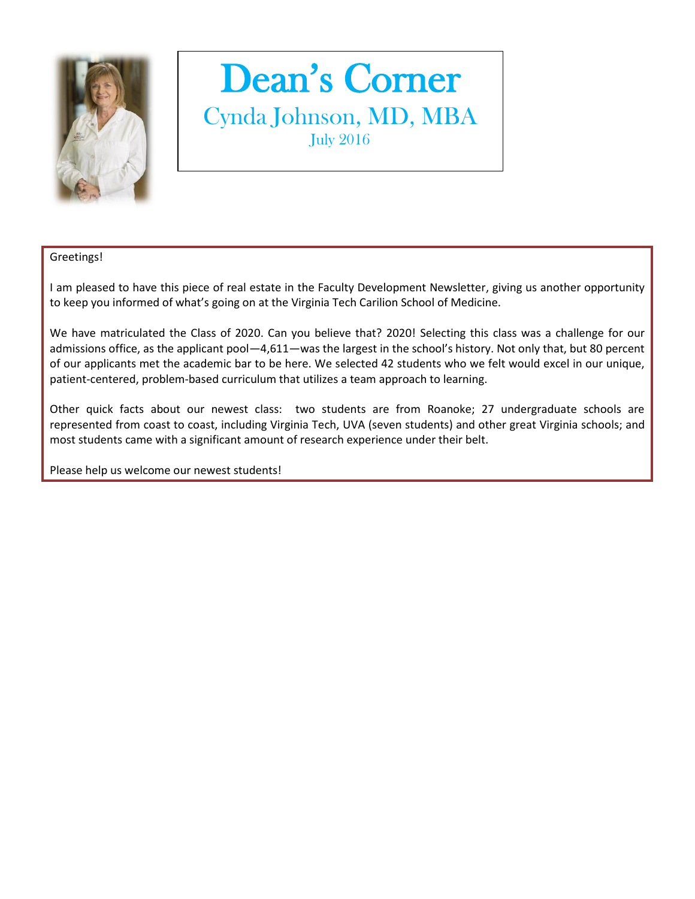# Dean's Corner

## Cynda Johnson, MD, MBA

July 2016

Greetings!

I am pleased to have this piece of real estate in the Faculty Development Newsletter, giving us another opportunity to keep you informed of what's going on at the Virginia Tech Carilion School of Medicine.

We have matriculated the Class of 2020. Can you believe that? 2020! Selecting this class was a challenge for our admissions office, as the applicant pool—4,611—was the largest in the school's history. Not only that, but 80 percent of our applicants met the academic bar to be here. We selected 42 students who we felt would excel in our unique, patient-centered, problem-based curriculum that utilizes a team approach to learning.

Other quick facts about our newest class: two students are from Roanoke; 27 undergraduate schools are represented from coast to coast, including Virginia Tech, UVA (seven students) and other great Virginia schools; and most students came with a significant amount of research experience under their belt.

Please help us welcome our newest students!